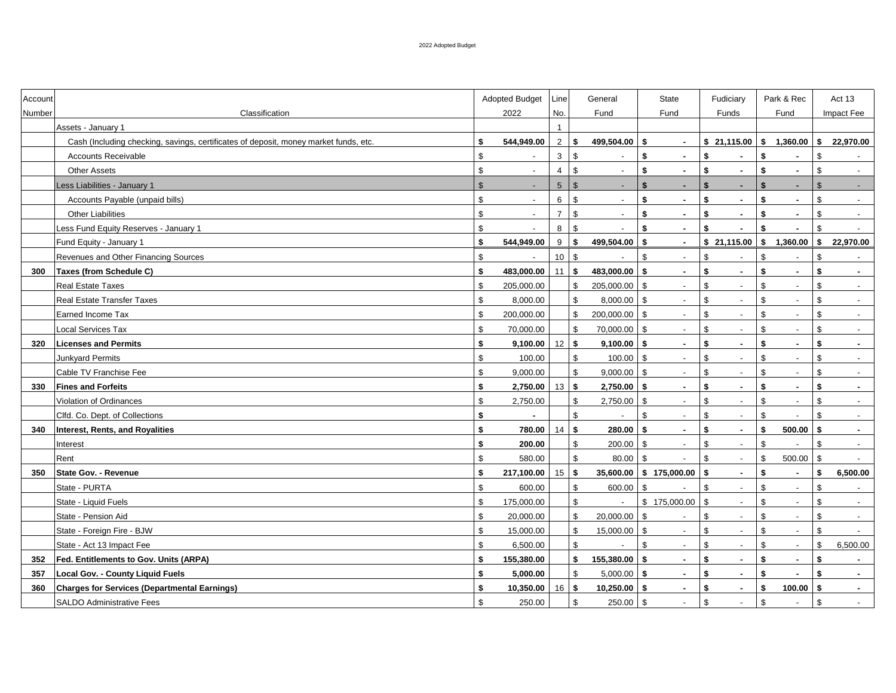2022 Adopted Budget

| Account Number | Classification | Adopted Budget 2022 | Line No. | General Fund | State Fund | Fiduciary Funds | Park & Rec Fund | Act 13 Impact Fee |
|---|---|---|---|---|---|---|---|---|
| | Assets - January 1 | | 1 | | | | | |
| | Cash (Including checking, savings, certificates of deposit, money market funds, etc. | **$ 544,949.00** | 2 | **$ 499,504.00** | **$ -** | **$ 21,115.00** | **$ 1,360.00** | **$ 22,970.00** |
| | Accounts Receivable | $ - | 3 | $ - | **$ -** | **$ -** | **$ -** | $ - |
| | Other Assets | $ - | 4 | $ - | **$ -** | **$ -** | **$ -** | $ - |
| | Less Liabilities - January 1 | $ - | 5 | $ - | **$ -** | **$ -** | **$ -** | $ - |
| | Accounts Payable (unpaid bills) | $ - | 6 | $ - | **$ -** | **$ -** | **$ -** | $ - |
| | Other Liabilities | $ - | 7 | $ - | **$ -** | **$ -** | **$ -** | $ - |
| | Less Fund Equity Reserves - January 1 | $ - | 8 | $ - | **$ -** | **$ -** | **$ -** | $ - |
| | Fund Equity - January 1 | **$ 544,949.00** | 9 | **$ 499,504.00** | **$ -** | **$ 21,115.00** | **$ 1,360.00** | **$ 22,970.00** |
| | Revenues and Other Financing Sources | $ - | 10 | $ - | $ - | $ - | $ - | $ - |
| **300** | **Taxes (from Schedule C)** | **$ 483,000.00** | 11 | **$ 483,000.00** | **$ -** | **$ -** | **$ -** | **$ -** |
| | Real Estate Taxes | $ 205,000.00 | | $ 205,000.00 | $ - | $ - | $ - | $ - |
| | Real Estate Transfer Taxes | $ 8,000.00 | | $ 8,000.00 | $ - | $ - | $ - | $ - |
| | Earned Income Tax | $ 200,000.00 | | $ 200,000.00 | $ - | $ - | $ - | $ - |
| | Local Services Tax | $ 70,000.00 | | $ 70,000.00 | $ - | $ - | $ - | $ - |
| **320** | **Licenses and Permits** | **$ 9,100.00** | 12 | **$ 9,100.00** | **$ -** | **$ -** | **$ -** | **$ -** |
| | Junkyard Permits | $ 100.00 | | $ 100.00 | $ - | $ - | $ - | $ - |
| | Cable TV Franchise Fee | $ 9,000.00 | | $ 9,000.00 | $ - | $ - | $ - | $ - |
| **330** | **Fines and Forfeits** | **$ 2,750.00** | 13 | **$ 2,750.00** | **$ -** | **$ -** | **$ -** | **$ -** |
| | Violation of Ordinances | $ 2,750.00 | | $ 2,750.00 | $ - | $ - | $ - | $ - |
| | Clfd. Co. Dept. of Collections | **$ -** | | $ - | $ - | $ - | $ - | $ - |
| **340** | **Interest, Rents, and Royalities** | **$ 780.00** | 14 | **$ 280.00** | **$ -** | **$ -** | **$ 500.00** | **$ -** |
| | Interest | **$ 200.00** | | $ 200.00 | $ - | $ - | $ - | $ - |
| | Rent | $ 580.00 | | $ 80.00 | $ - | $ - | $ 500.00 | $ - |
| **350** | **State Gov. - Revenue** | **$ 217,100.00** | 15 | **$ 35,600.00** | **$ 175,000.00** | **$ -** | **$ -** | **$ 6,500.00** |
| | State - PURTA | $ 600.00 | | $ 600.00 | $ - | $ - | $ - | $ - |
| | State - Liquid Fuels | $ 175,000.00 | | $ - | $ 175,000.00 | $ - | $ - | $ - |
| | State - Pension Aid | $ 20,000.00 | | $ 20,000.00 | $ - | $ - | $ - | $ - |
| | State - Foreign Fire - BJW | $ 15,000.00 | | $ 15,000.00 | $ - | $ - | $ - | $ - |
| | State - Act 13 Impact Fee | $ 6,500.00 | | $ - | $ - | $ - | $ - | $ 6,500.00 |
| **352** | **Fed. Entitlements to Gov. Units (ARPA)** | **$ 155,380.00** | | **$ 155,380.00** | **$ -** | **$ -** | **$ -** | **$ -** |
| **357** | **Local Gov. - County Liquid Fuels** | **$ 5,000.00** | | $ 5,000.00 | **$ -** | **$ -** | **$ -** | **$ -** |
| **360** | **Charges for Services (Departmental Earnings)** | **$ 10,350.00** | 16 | **$ 10,250.00** | **$ -** | **$ -** | **$ 100.00** | **$ -** |
| | SALDO Administrative Fees | $ 250.00 | | $ 250.00 | $ - | $ - | $ - | $ - |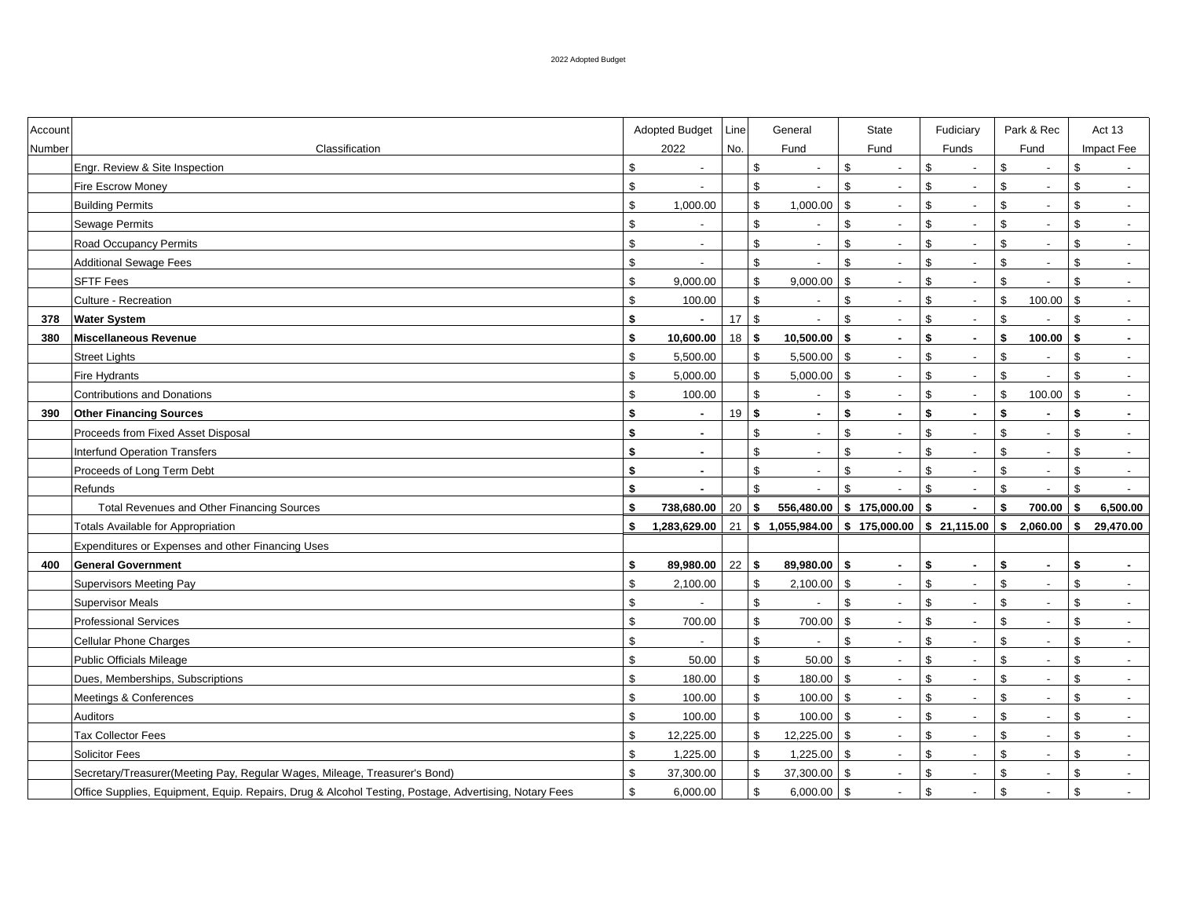2022 Adopted Budget

| Account Number | Classification | Adopted Budget 2022 | Line No. | General Fund | State Fund | Fiduciary Funds | Park & Rec Fund | Act 13 Impact Fee |
|---|---|---|---|---|---|---|---|---|
| | Engr. Review & Site Inspection | $ - | | $ - | $ - | $ - | $ - | $ - |
| | Fire Escrow Money | $ - | | $ - | $ - | $ - | $ - | $ - |
| | Building Permits | $ 1,000.00 | | $ 1,000.00 | $ - | $ - | $ - | $ - |
| | Sewage Permits | $ - | | $ - | $ - | $ - | $ - | $ - |
| | Road Occupancy Permits | $ - | | $ - | $ - | $ - | $ - | $ - |
| | Additional Sewage Fees | $ - | | $ - | $ - | $ - | $ - | $ - |
| | SFTF Fees | $ 9,000.00 | | $ 9,000.00 | $ - | $ - | $ - | $ - |
| | Culture - Recreation | $ 100.00 | | $ - | $ - | $ - | $ 100.00 | $ - |
| **378** | **Water System** | **$ -** | 17 | $ - | $ - | $ - | $ - | $ - |
| **380** | **Miscellaneous Revenue** | **$ 10,600.00** | 18 | **$ 10,500.00** | **$ -** | **$ -** | **$ 100.00** | **$ -** |
| | Street Lights | $ 5,500.00 | | $ 5,500.00 | $ - | $ - | $ - | $ - |
| | Fire Hydrants | $ 5,000.00 | | $ 5,000.00 | $ - | $ - | $ - | $ - |
| | Contributions and Donations | $ 100.00 | | $ - | $ - | $ - | $ 100.00 | $ - |
| **390** | **Other Financing Sources** | **$ -** | 19 | **$ -** | **$ -** | **$ -** | **$ -** | **$ -** |
| | Proceeds from Fixed Asset Disposal | **$ -** | | $ - | $ - | $ - | $ - | $ - |
| | Interfund Operation Transfers | **$ -** | | $ - | $ - | $ - | $ - | $ - |
| | Proceeds of Long Term Debt | **$ -** | | $ - | $ - | $ - | $ - | $ - |
| | Refunds | **$ -** | | $ - | $ - | $ - | $ - | $ - |
| | Total Revenues and Other Financing Sources | **$ 738,680.00** | 20 | **$ 556,480.00** | **$ 175,000.00** | **$ -** | **$ 700.00** | **$ 6,500.00** |
| | Totals Available for Appropriation | **$ 1,283,629.00** | 21 | **$ 1,055,984.00** | **$ 175,000.00** | **$ 21,115.00** | **$ 2,060.00** | **$ 29,470.00** |
| | Expenditures or Expenses and other Financing Uses | | | | | | | |
| **400** | **General Government** | **$ 89,980.00** | 22 | **$ 89,980.00** | **$ -** | **$ -** | **$ -** | **$ -** |
| | Supervisors Meeting Pay | $ 2,100.00 | | $ 2,100.00 | $ - | $ - | $ - | $ - |
| | Supervisor Meals | $ - | | $ - | $ - | $ - | $ - | $ - |
| | Professional Services | $ 700.00 | | $ 700.00 | $ - | $ - | $ - | $ - |
| | Cellular Phone Charges | $ - | | $ - | $ - | $ - | $ - | $ - |
| | Public Officials Mileage | $ 50.00 | | $ 50.00 | $ - | $ - | $ - | $ - |
| | Dues, Memberships, Subscriptions | $ 180.00 | | $ 180.00 | $ - | $ - | $ - | $ - |
| | Meetings & Conferences | $ 100.00 | | $ 100.00 | $ - | $ - | $ - | $ - |
| | Auditors | $ 100.00 | | $ 100.00 | $ - | $ - | $ - | $ - |
| | Tax Collector Fees | $ 12,225.00 | | $ 12,225.00 | $ - | $ - | $ - | $ - |
| | Solicitor Fees | $ 1,225.00 | | $ 1,225.00 | $ - | $ - | $ - | $ - |
| | Secretary/Treasurer(Meeting Pay, Regular Wages, Mileage, Treasurer's Bond) | $ 37,300.00 | | $ 37,300.00 | $ - | $ - | $ - | $ - |
| | Office Supplies, Equipment, Equip. Repairs, Drug & Alcohol Testing, Postage, Advertising, Notary Fees | $ 6,000.00 | | $ 6,000.00 | $ - | $ - | $ - | $ - |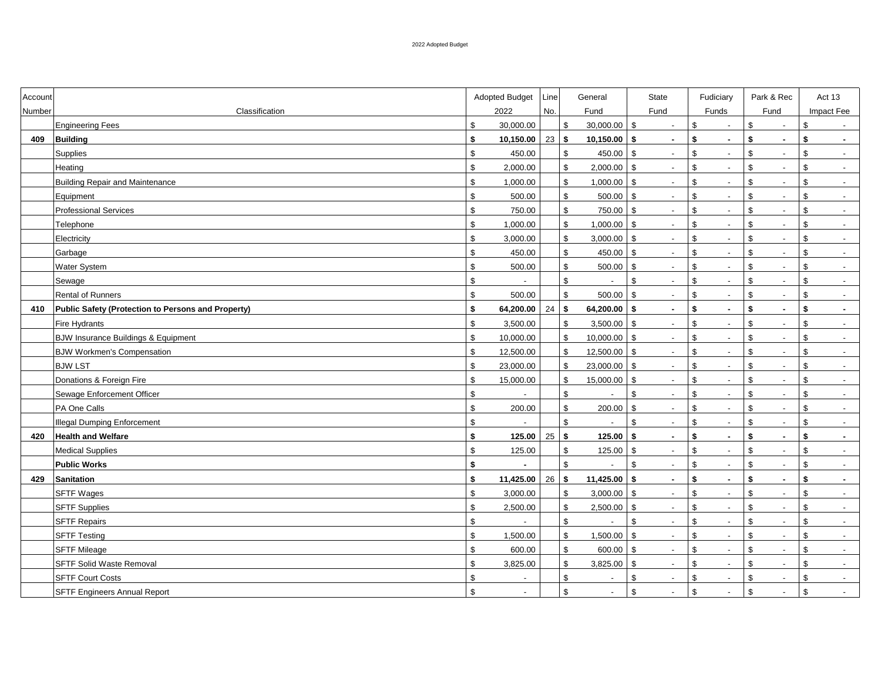2022 Adopted Budget

| Account Number | Classification | Adopted Budget 2022 | Line No. | General Fund | State Fund | Fiduciary Funds | Park & Rec Fund | Act 13 Impact Fee |
|---|---|---|---|---|---|---|---|---|
| | Engineering Fees | $ 30,000.00 | | $ 30,000.00 | $ - | $ - | $ - | $ - |
| **409** | **Building** | **$ 10,150.00** | 23 | **$ 10,150.00** | **$ -** | **$ -** | **$ -** | **$ -** |
| | Supplies | $ 450.00 | | $ 450.00 | $ - | $ - | $ - | $ - |
| | Heating | $ 2,000.00 | | $ 2,000.00 | $ - | $ - | $ - | $ - |
| | Building Repair and Maintenance | $ 1,000.00 | | $ 1,000.00 | $ - | $ - | $ - | $ - |
| | Equipment | $ 500.00 | | $ 500.00 | $ - | $ - | $ - | $ - |
| | Professional Services | $ 750.00 | | $ 750.00 | $ - | $ - | $ - | $ - |
| | Telephone | $ 1,000.00 | | $ 1,000.00 | $ - | $ - | $ - | $ - |
| | Electricity | $ 3,000.00 | | $ 3,000.00 | $ - | $ - | $ - | $ - |
| | Garbage | $ 450.00 | | $ 450.00 | $ - | $ - | $ - | $ - |
| | Water System | $ 500.00 | | $ 500.00 | $ - | $ - | $ - | $ - |
| | Sewage | $ - | | $ - | $ - | $ - | $ - | $ - |
| | Rental of Runners | $ 500.00 | | $ 500.00 | $ - | $ - | $ - | $ - |
| **410** | **Public Safety (Protection to Persons and Property)** | **$ 64,200.00** | 24 | **$ 64,200.00** | **$ -** | **$ -** | **$ -** | **$ -** |
| | Fire Hydrants | $ 3,500.00 | | $ 3,500.00 | $ - | $ - | $ - | $ - |
| | BJW Insurance Buildings & Equipment | $ 10,000.00 | | $ 10,000.00 | $ - | $ - | $ - | $ - |
| | BJW Workmen's Compensation | $ 12,500.00 | | $ 12,500.00 | $ - | $ - | $ - | $ - |
| | BJW LST | $ 23,000.00 | | $ 23,000.00 | $ - | $ - | $ - | $ - |
| | Donations & Foreign Fire | $ 15,000.00 | | $ 15,000.00 | $ - | $ - | $ - | $ - |
| | Sewage Enforcement Officer | $ - | | $ - | $ - | $ - | $ - | $ - |
| | PA One Calls | $ 200.00 | | $ 200.00 | $ - | $ - | $ - | $ - |
| | Illegal Dumping Enforcement | $ - | | $ - | $ - | $ - | $ - | $ - |
| **420** | **Health and Welfare** | **$ 125.00** | 25 | **$ 125.00** | **$ -** | **$ -** | **$ -** | **$ -** |
| | Medical Supplies | $ 125.00 | | $ 125.00 | $ - | $ - | $ - | $ - |
| | **Public Works** | **$ -** | | $ - | $ - | $ - | $ - | $ - |
| **429** | **Sanitation** | **$ 11,425.00** | 26 | **$ 11,425.00** | **$ -** | **$ -** | **$ -** | **$ -** |
| | SFTF Wages | $ 3,000.00 | | $ 3,000.00 | $ - | $ - | $ - | $ - |
| | SFTF Supplies | $ 2,500.00 | | $ 2,500.00 | $ - | $ - | $ - | $ - |
| | SFTF Repairs | $ - | | $ - | $ - | $ - | $ - | $ - |
| | SFTF Testing | $ 1,500.00 | | $ 1,500.00 | $ - | $ - | $ - | $ - |
| | SFTF Mileage | $ 600.00 | | $ 600.00 | $ - | $ - | $ - | $ - |
| | SFTF Solid Waste Removal | $ 3,825.00 | | $ 3,825.00 | $ - | $ - | $ - | $ - |
| | SFTF Court Costs | $ - | | $ - | $ - | $ - | $ - | $ - |
| | SFTF Engineers Annual Report | $ - | | $ - | $ - | $ - | $ - | $ - |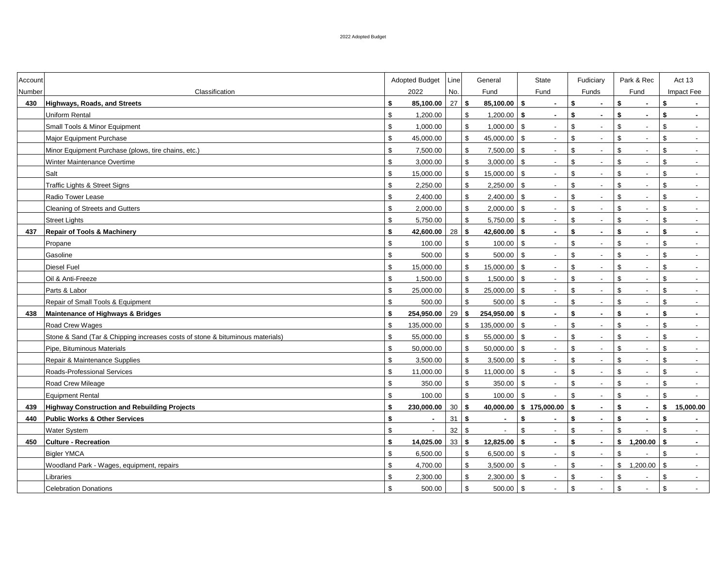2022 Adopted Budget

| Account Number | Classification | Adopted Budget 2022 | Line No. | General Fund | State Fund | Fiduciary Funds | Park & Rec Fund | Act 13 Impact Fee |
|---|---|---|---|---|---|---|---|---|
| **430** | **Highways, Roads, and Streets** | **$ 85,100.00** | 27 | **$ 85,100.00** | **$ -** | **$ -** | **$ -** | **$ -** |
| | Uniform Rental | $ 1,200.00 | | $ 1,200.00 | **$ -** | **$ -** | **$ -** | **$ -** |
| | Small Tools & Minor Equipment | $ 1,000.00 | | $ 1,000.00 | $ - | $ - | $ - | $ - |
| | Major Equipment Purchase | $ 45,000.00 | | $ 45,000.00 | $ - | $ - | $ - | $ - |
| | Minor Equipment Purchase (plows, tire chains, etc.) | $ 7,500.00 | | $ 7,500.00 | $ - | $ - | $ - | $ - |
| | Winter Maintenance Overtime | $ 3,000.00 | | $ 3,000.00 | $ - | $ - | $ - | $ - |
| | Salt | $ 15,000.00 | | $ 15,000.00 | $ - | $ - | $ - | $ - |
| | Traffic Lights & Street Signs | $ 2,250.00 | | $ 2,250.00 | $ - | $ - | $ - | $ - |
| | Radio Tower Lease | $ 2,400.00 | | $ 2,400.00 | $ - | $ - | $ - | $ - |
| | Cleaning of Streets and Gutters | $ 2,000.00 | | $ 2,000.00 | $ - | $ - | $ - | $ - |
| | Street Lights | $ 5,750.00 | | $ 5,750.00 | $ - | $ - | $ - | $ - |
| **437** | **Repair of Tools & Machinery** | **$ 42,600.00** | 28 | **$ 42,600.00** | **$ -** | **$ -** | **$ -** | **$ -** |
| | Propane | $ 100.00 | | $ 100.00 | $ - | $ - | $ - | $ - |
| | Gasoline | $ 500.00 | | $ 500.00 | $ - | $ - | $ - | $ - |
| | Diesel Fuel | $ 15,000.00 | | $ 15,000.00 | $ - | $ - | $ - | $ - |
| | Oil & Anti-Freeze | $ 1,500.00 | | $ 1,500.00 | $ - | $ - | $ - | $ - |
| | Parts & Labor | $ 25,000.00 | | $ 25,000.00 | $ - | $ - | $ - | $ - |
| | Repair of Small Tools & Equipment | $ 500.00 | | $ 500.00 | $ - | $ - | $ - | $ - |
| **438** | **Maintenance of Highways & Bridges** | **$ 254,950.00** | 29 | **$ 254,950.00** | **$ -** | **$ -** | **$ -** | **$ -** |
| | Road Crew Wages | $ 135,000.00 | | $ 135,000.00 | $ - | $ - | $ - | $ - |
| | Stone & Sand (Tar & Chipping increases costs of stone & bituminous materials) | $ 55,000.00 | | $ 55,000.00 | $ - | $ - | $ - | $ - |
| | Pipe, Bituminous Materials | $ 50,000.00 | | $ 50,000.00 | $ - | $ - | $ - | $ - |
| | Repair & Maintenance Supplies | $ 3,500.00 | | $ 3,500.00 | $ - | $ - | $ - | $ - |
| | Roads-Professional Services | $ 11,000.00 | | $ 11,000.00 | $ - | $ - | $ - | $ - |
| | Road Crew Mileage | $ 350.00 | | $ 350.00 | $ - | $ - | $ - | $ - |
| | Equipment Rental | $ 100.00 | | $ 100.00 | $ - | $ - | $ - | $ - |
| **439** | **Highway Construction and Rebuilding Projects** | **$ 230,000.00** | 30 | **$ 40,000.00** | **$ 175,000.00** | **$ -** | **$ -** | **$ 15,000.00** |
| **440** | **Public Works & Other Services** | **$ -** | 31 | **$ -** | **$ -** | **$ -** | **$ -** | **$ -** |
| | Water System | $ - | 32 | $ - | $ - | $ - | $ - | $ - |
| **450** | **Culture - Recreation** | **$ 14,025.00** | 33 | **$ 12,825.00** | **$ -** | **$ -** | **$ 1,200.00** | **$ -** |
| | Bigler YMCA | $ 6,500.00 | | $ 6,500.00 | $ - | $ - | $ - | $ - |
| | Woodland Park - Wages, equipment, repairs | $ 4,700.00 | | $ 3,500.00 | $ - | $ - | $ 1,200.00 | $ - |
| | Libraries | $ 2,300.00 | | $ 2,300.00 | $ - | $ - | $ - | $ - |
| | Celebration Donations | $ 500.00 | | $ 500.00 | $ - | $ - | $ - | $ - |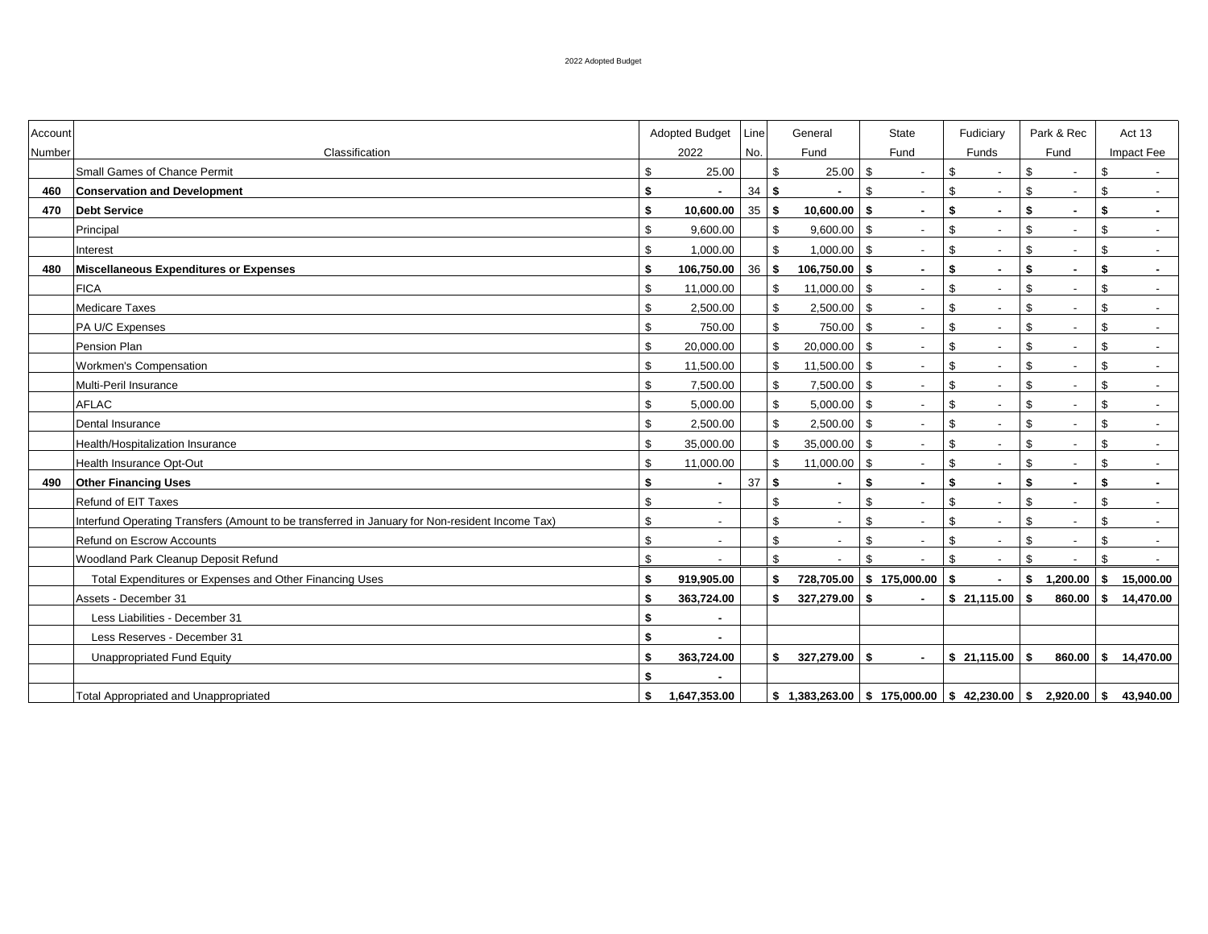2022 Adopted Budget

| Account Number | Classification | Adopted Budget 2022 | Line No. | General Fund | State Fund | Fiduciary Funds | Park & Rec Fund | Act 13 Impact Fee |
|---|---|---|---|---|---|---|---|---|
| | Small Games of Chance Permit | $ 25.00 | | $ 25.00 | $ - | $ - | $ - | $ - |
| **460** | **Conservation and Development** | **$ -** | 34 | **$ -** | $ - | $ - | $ - | $ - |
| **470** | **Debt Service** | **$ 10,600.00** | 35 | **$ 10,600.00** | **$ -** | **$ -** | **$ -** | **$ -** |
| | Principal | $ 9,600.00 | | $ 9,600.00 | $ - | $ - | $ - | $ - |
| | Interest | $ 1,000.00 | | $ 1,000.00 | $ - | $ - | $ - | $ - |
| **480** | **Miscellaneous Expenditures or Expenses** | **$ 106,750.00** | 36 | **$ 106,750.00** | **$ -** | **$ -** | **$ -** | **$ -** |
| | FICA | $ 11,000.00 | | $ 11,000.00 | $ - | $ - | $ - | $ - |
| | Medicare Taxes | $ 2,500.00 | | $ 2,500.00 | $ - | $ - | $ - | $ - |
| | PA U/C Expenses | $ 750.00 | | $ 750.00 | $ - | $ - | $ - | $ - |
| | Pension Plan | $ 20,000.00 | | $ 20,000.00 | $ - | $ - | $ - | $ - |
| | Workmen's Compensation | $ 11,500.00 | | $ 11,500.00 | $ - | $ - | $ - | $ - |
| | Multi-Peril Insurance | $ 7,500.00 | | $ 7,500.00 | $ - | $ - | $ - | $ - |
| | AFLAC | $ 5,000.00 | | $ 5,000.00 | $ - | $ - | $ - | $ - |
| | Dental Insurance | $ 2,500.00 | | $ 2,500.00 | $ - | $ - | $ - | $ - |
| | Health/Hospitalization Insurance | $ 35,000.00 | | $ 35,000.00 | $ - | $ - | $ - | $ - |
| | Health Insurance Opt-Out | $ 11,000.00 | | $ 11,000.00 | $ - | $ - | $ - | $ - |
| **490** | **Other Financing Uses** | **$ -** | 37 | **$ -** | **$ -** | **$ -** | **$ -** | **$ -** |
| | Refund of EIT Taxes | $ - | | $ - | $ - | $ - | $ - | $ - |
| | Interfund Operating Transfers (Amount to be transferred in January for Non-resident Income Tax) | $ - | | $ - | $ - | $ - | $ - | $ - |
| | Refund on Escrow Accounts | $ - | | $ - | $ - | $ - | $ - | $ - |
| | Woodland Park Cleanup Deposit Refund | $ - | | $ - | $ - | $ - | $ - | $ - |
| | Total Expenditures or Expenses and Other Financing Uses | **$ 919,905.00** | | **$ 728,705.00** | **$ 175,000.00** | **$ -** | **$ 1,200.00** | **$ 15,000.00** |
| | Assets - December 31 | **$ 363,724.00** | | **$ 327,279.00** | **$ -** | **$ 21,115.00** | **$ 860.00** | **$ 14,470.00** |
| | Less Liabilities - December 31 | **$ -** | | | | | | |
| | Less Reserves - December 31 | **$ -** | | | | | | |
| | Unappropriated Fund Equity | **$ 363,724.00** | | **$ 327,279.00** | **$ -** | **$ 21,115.00** | **$ 860.00** | **$ 14,470.00** |
| | | **$ -** | | | | | | |
| | Total Appropriated and Unappropriated | **$ 1,647,353.00** | | **$ 1,383,263.00** | **$ 175,000.00** | **$ 42,230.00** | **$ 2,920.00** | **$ 43,940.00** |